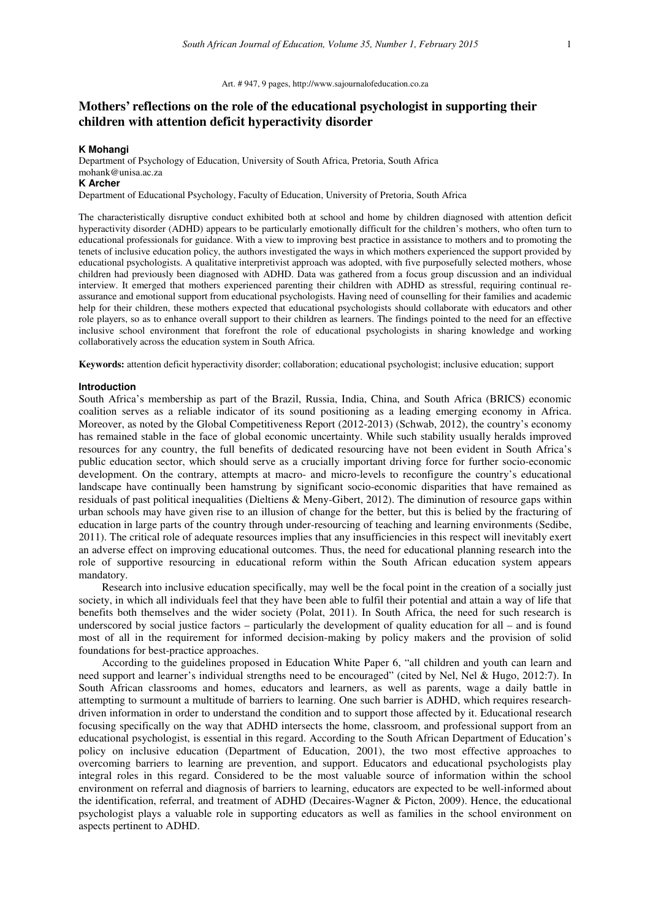Art. # 947, 9 pages, http://www.sajournalofeducation.co.za

# Mothers' reflections on the role of the educational psychologist in supporting their children with attention deficit hyperactivity disorder

**K Mohangi**
Department of Psychology of Education, University of South Africa, Pretoria, South Africa
mohank@unisa.ac.za

**K Archer**
Department of Educational Psychology, Faculty of Education, University of Pretoria, South Africa

The characteristically disruptive conduct exhibited both at school and home by children diagnosed with attention deficit hyperactivity disorder (ADHD) appears to be particularly emotionally difficult for the children's mothers, who often turn to educational professionals for guidance. With a view to improving best practice in assistance to mothers and to promoting the tenets of inclusive education policy, the authors investigated the ways in which mothers experienced the support provided by educational psychologists. A qualitative interpretivist approach was adopted, with five purposefully selected mothers, whose children had previously been diagnosed with ADHD. Data was gathered from a focus group discussion and an individual interview. It emerged that mothers experienced parenting their children with ADHD as stressful, requiring continual re-assurance and emotional support from educational psychologists. Having need of counselling for their families and academic help for their children, these mothers expected that educational psychologists should collaborate with educators and other role players, so as to enhance overall support to their children as learners. The findings pointed to the need for an effective inclusive school environment that forefront the role of educational psychologists in sharing knowledge and working collaboratively across the education system in South Africa.

**Keywords:** attention deficit hyperactivity disorder; collaboration; educational psychologist; inclusive education; support

## Introduction

South Africa's membership as part of the Brazil, Russia, India, China, and South Africa (BRICS) economic coalition serves as a reliable indicator of its sound positioning as a leading emerging economy in Africa. Moreover, as noted by the Global Competitiveness Report (2012-2013) (Schwab, 2012), the country's economy has remained stable in the face of global economic uncertainty. While such stability usually heralds improved resources for any country, the full benefits of dedicated resourcing have not been evident in South Africa's public education sector, which should serve as a crucially important driving force for further socio-economic development. On the contrary, attempts at macro- and micro-levels to reconfigure the country's educational landscape have continually been hamstrung by significant socio-economic disparities that have remained as residuals of past political inequalities (Dieltiens & Meny-Gibert, 2012). The diminution of resource gaps within urban schools may have given rise to an illusion of change for the better, but this is belied by the fracturing of education in large parts of the country through under-resourcing of teaching and learning environments (Sedibe, 2011). The critical role of adequate resources implies that any insufficiencies in this respect will inevitably exert an adverse effect on improving educational outcomes. Thus, the need for educational planning research into the role of supportive resourcing in educational reform within the South African education system appears mandatory.

Research into inclusive education specifically, may well be the focal point in the creation of a socially just society, in which all individuals feel that they have been able to fulfil their potential and attain a way of life that benefits both themselves and the wider society (Polat, 2011). In South Africa, the need for such research is underscored by social justice factors – particularly the development of quality education for all – and is found most of all in the requirement for informed decision-making by policy makers and the provision of solid foundations for best-practice approaches.

According to the guidelines proposed in Education White Paper 6, "all children and youth can learn and need support and learner's individual strengths need to be encouraged" (cited by Nel, Nel & Hugo, 2012:7). In South African classrooms and homes, educators and learners, as well as parents, wage a daily battle in attempting to surmount a multitude of barriers to learning. One such barrier is ADHD, which requires research-driven information in order to understand the condition and to support those affected by it. Educational research focusing specifically on the way that ADHD intersects the home, classroom, and professional support from an educational psychologist, is essential in this regard. According to the South African Department of Education's policy on inclusive education (Department of Education, 2001), the two most effective approaches to overcoming barriers to learning are prevention, and support. Educators and educational psychologists play integral roles in this regard. Considered to be the most valuable source of information within the school environment on referral and diagnosis of barriers to learning, educators are expected to be well-informed about the identification, referral, and treatment of ADHD (Decaires-Wagner & Picton, 2009). Hence, the educational psychologist plays a valuable role in supporting educators as well as families in the school environment on aspects pertinent to ADHD.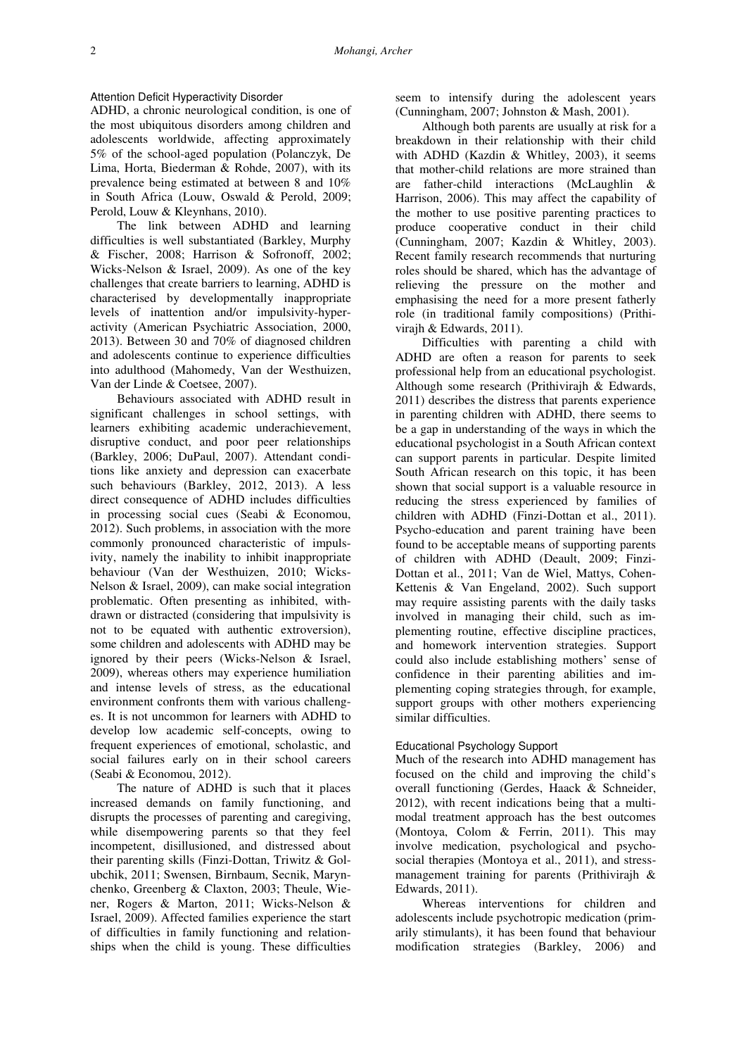### Attention Deficit Hyperactivity Disorder

ADHD, a chronic neurological condition, is one of the most ubiquitous disorders among children and adolescents worldwide, affecting approximately 5% of the school-aged population (Polanczyk, De Lima, Horta, Biederman & Rohde, 2007), with its prevalence being estimated at between 8 and 10% in South Africa (Louw, Oswald & Perold, 2009; Perold, Louw & Kleynhans, 2010).

The link between ADHD and learning difficulties is well substantiated (Barkley, Murphy & Fischer, 2008; Harrison & Sofronoff, 2002; Wicks-Nelson & Israel, 2009). As one of the key challenges that create barriers to learning, ADHD is characterised by developmentally inappropriate levels of inattention and/or impulsivity-hyperactivity (American Psychiatric Association, 2000, 2013). Between 30 and 70% of diagnosed children and adolescents continue to experience difficulties into adulthood (Mahomedy, Van der Westhuizen, Van der Linde & Coetsee, 2007).

Behaviours associated with ADHD result in significant challenges in school settings, with learners exhibiting academic underachievement, disruptive conduct, and poor peer relationships (Barkley, 2006; DuPaul, 2007). Attendant conditions like anxiety and depression can exacerbate such behaviours (Barkley, 2012, 2013). A less direct consequence of ADHD includes difficulties in processing social cues (Seabi & Economou, 2012). Such problems, in association with the more commonly pronounced characteristic of impulsivity, namely the inability to inhibit inappropriate behaviour (Van der Westhuizen, 2010; Wicks-Nelson & Israel, 2009), can make social integration problematic. Often presenting as inhibited, withdrawn or distracted (considering that impulsivity is not to be equated with authentic extroversion), some children and adolescents with ADHD may be ignored by their peers (Wicks-Nelson & Israel, 2009), whereas others may experience humiliation and intense levels of stress, as the educational environment confronts them with various challenges. It is not uncommon for learners with ADHD to develop low academic self-concepts, owing to frequent experiences of emotional, scholastic, and social failures early on in their school careers (Seabi & Economou, 2012).

The nature of ADHD is such that it places increased demands on family functioning, and disrupts the processes of parenting and caregiving, while disempowering parents so that they feel incompetent, disillusioned, and distressed about their parenting skills (Finzi-Dottan, Triwitz & Golubchik, 2011; Swensen, Birnbaum, Secnik, Marynchenko, Greenberg & Claxton, 2003; Theule, Wiener, Rogers & Marton, 2011; Wicks-Nelson & Israel, 2009). Affected families experience the start of difficulties in family functioning and relationships when the child is young. These difficulties seem to intensify during the adolescent years (Cunningham, 2007; Johnston & Mash, 2001).

Although both parents are usually at risk for a breakdown in their relationship with their child with ADHD (Kazdin & Whitley, 2003), it seems that mother-child relations are more strained than are father-child interactions (McLaughlin & Harrison, 2006). This may affect the capability of the mother to use positive parenting practices to produce cooperative conduct in their child (Cunningham, 2007; Kazdin & Whitley, 2003). Recent family research recommends that nurturing roles should be shared, which has the advantage of relieving the pressure on the mother and emphasising the need for a more present fatherly role (in traditional family compositions) (Prithivirajh & Edwards, 2011).

Difficulties with parenting a child with ADHD are often a reason for parents to seek professional help from an educational psychologist. Although some research (Prithivirajh & Edwards, 2011) describes the distress that parents experience in parenting children with ADHD, there seems to be a gap in understanding of the ways in which the educational psychologist in a South African context can support parents in particular. Despite limited South African research on this topic, it has been shown that social support is a valuable resource in reducing the stress experienced by families of children with ADHD (Finzi-Dottan et al., 2011). Psycho-education and parent training have been found to be acceptable means of supporting parents of children with ADHD (Deault, 2009; Finzi-Dottan et al., 2011; Van de Wiel, Mattys, Cohen-Kettenis & Van Engeland, 2002). Such support may require assisting parents with the daily tasks involved in managing their child, such as implementing routine, effective discipline practices, and homework intervention strategies. Support could also include establishing mothers' sense of confidence in their parenting abilities and implementing coping strategies through, for example, support groups with other mothers experiencing similar difficulties.

### Educational Psychology Support

Much of the research into ADHD management has focused on the child and improving the child's overall functioning (Gerdes, Haack & Schneider, 2012), with recent indications being that a multimodal treatment approach has the best outcomes (Montoya, Colom & Ferrin, 2011). This may involve medication, psychological and psychosocial therapies (Montoya et al., 2011), and stress-management training for parents (Prithivirajh & Edwards, 2011).

Whereas interventions for children and adolescents include psychotropic medication (primarily stimulants), it has been found that behaviour modification strategies (Barkley, 2006) and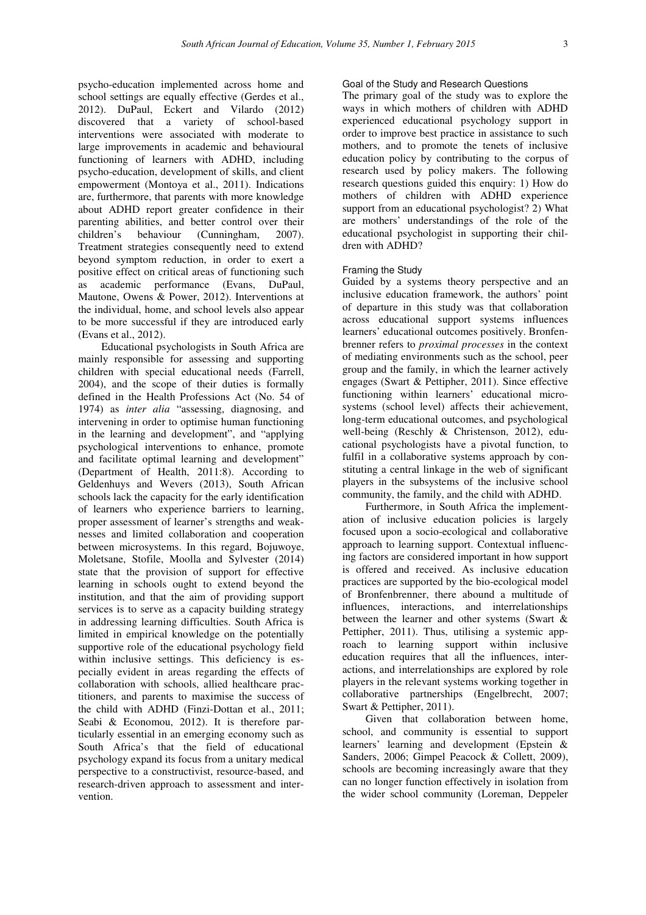psycho-education implemented across home and school settings are equally effective (Gerdes et al., 2012). DuPaul, Eckert and Vilardo (2012) discovered that a variety of school-based interventions were associated with moderate to large improvements in academic and behavioural functioning of learners with ADHD, including psycho-education, development of skills, and client empowerment (Montoya et al., 2011). Indications are, furthermore, that parents with more knowledge about ADHD report greater confidence in their parenting abilities, and better control over their children's behaviour (Cunningham, 2007). Treatment strategies consequently need to extend beyond symptom reduction, in order to exert a positive effect on critical areas of functioning such as academic performance (Evans, DuPaul, Mautone, Owens & Power, 2012). Interventions at the individual, home, and school levels also appear to be more successful if they are introduced early (Evans et al., 2012).

Educational psychologists in South Africa are mainly responsible for assessing and supporting children with special educational needs (Farrell, 2004), and the scope of their duties is formally defined in the Health Professions Act (No. 54 of 1974) as *inter alia* "assessing, diagnosing, and intervening in order to optimise human functioning in the learning and development", and "applying psychological interventions to enhance, promote and facilitate optimal learning and development" (Department of Health, 2011:8). According to Geldenhuys and Wevers (2013), South African schools lack the capacity for the early identification of learners who experience barriers to learning, proper assessment of learner's strengths and weaknesses and limited collaboration and cooperation between microsystems. In this regard, Bojuwoye, Moletsane, Stofile, Moolla and Sylvester (2014) state that the provision of support for effective learning in schools ought to extend beyond the institution, and that the aim of providing support services is to serve as a capacity building strategy in addressing learning difficulties. South Africa is limited in empirical knowledge on the potentially supportive role of the educational psychology field within inclusive settings. This deficiency is especially evident in areas regarding the effects of collaboration with schools, allied healthcare practitioners, and parents to maximise the success of the child with ADHD (Finzi-Dottan et al., 2011; Seabi & Economou, 2012). It is therefore particularly essential in an emerging economy such as South Africa's that the field of educational psychology expand its focus from a unitary medical perspective to a constructivist, resource-based, and research-driven approach to assessment and intervention.

## Goal of the Study and Research Questions

The primary goal of the study was to explore the ways in which mothers of children with ADHD experienced educational psychology support in order to improve best practice in assistance to such mothers, and to promote the tenets of inclusive education policy by contributing to the corpus of research used by policy makers. The following research questions guided this enquiry: 1) How do mothers of children with ADHD experience support from an educational psychologist? 2) What are mothers' understandings of the role of the educational psychologist in supporting their children with ADHD?

## Framing the Study

Guided by a systems theory perspective and an inclusive education framework, the authors' point of departure in this study was that collaboration across educational support systems influences learners' educational outcomes positively. Bronfenbrenner refers to *proximal processes* in the context of mediating environments such as the school, peer group and the family, in which the learner actively engages (Swart & Pettipher, 2011). Since effective functioning within learners' educational microsystems (school level) affects their achievement, long-term educational outcomes, and psychological well-being (Reschly & Christenson, 2012), educational psychologists have a pivotal function, to fulfil in a collaborative systems approach by constituting a central linkage in the web of significant players in the subsystems of the inclusive school community, the family, and the child with ADHD.

Furthermore, in South Africa the implementation of inclusive education policies is largely focused upon a socio-ecological and collaborative approach to learning support. Contextual influencing factors are considered important in how support is offered and received. As inclusive education practices are supported by the bio-ecological model of Bronfenbrenner, there abound a multitude of influences, interactions, and interrelationships between the learner and other systems (Swart & Pettipher, 2011). Thus, utilising a systemic approach to learning support within inclusive education requires that all the influences, interactions, and interrelationships are explored by role players in the relevant systems working together in collaborative partnerships (Engelbrecht, 2007; Swart & Pettipher, 2011).

Given that collaboration between home, school, and community is essential to support learners' learning and development (Epstein & Sanders, 2006; Gimpel Peacock & Collett, 2009), schools are becoming increasingly aware that they can no longer function effectively in isolation from the wider school community (Loreman, Deppeler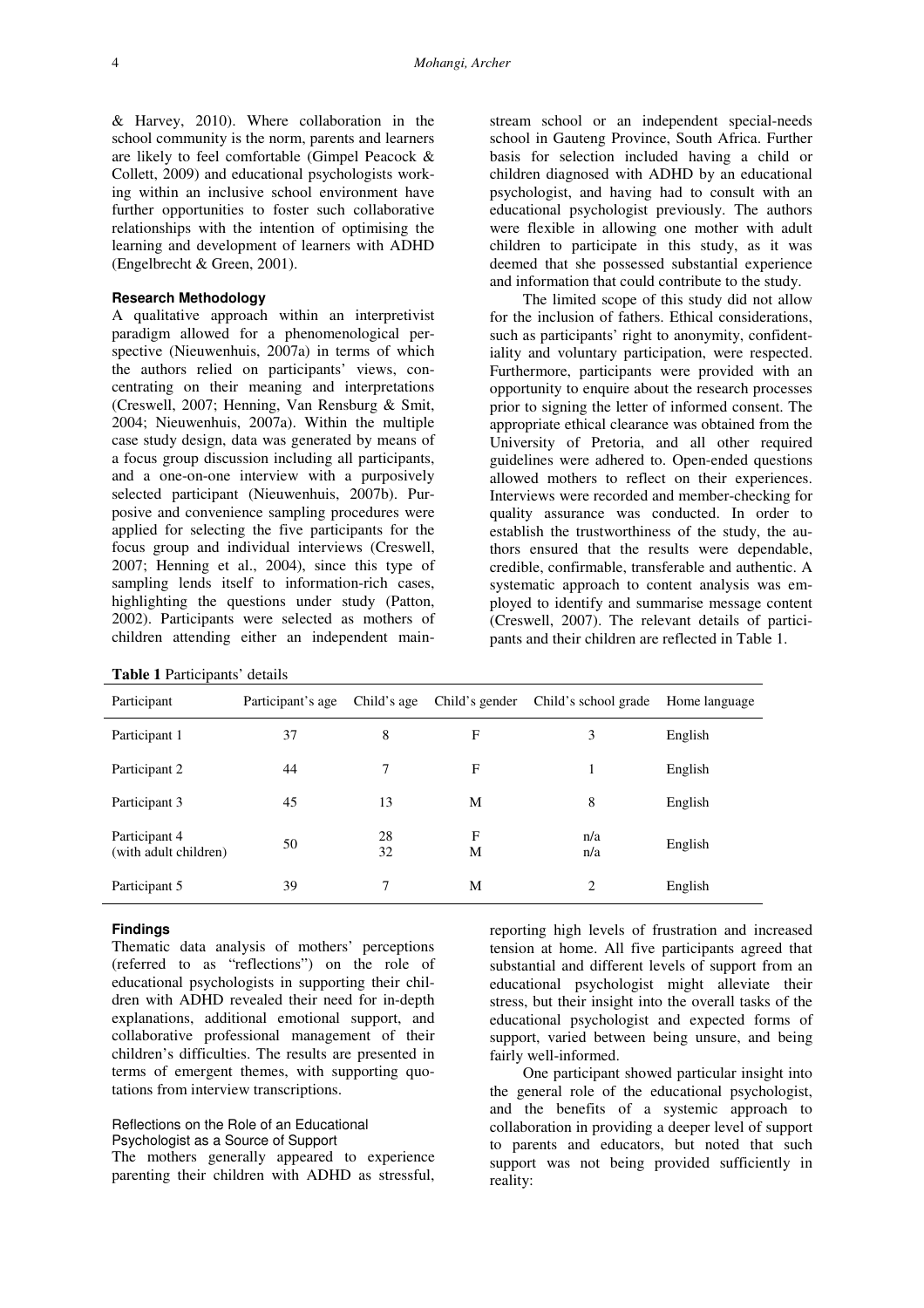& Harvey, 2010). Where collaboration in the school community is the norm, parents and learners are likely to feel comfortable (Gimpel Peacock & Collett, 2009) and educational psychologists working within an inclusive school environment have further opportunities to foster such collaborative relationships with the intention of optimising the learning and development of learners with ADHD (Engelbrecht & Green, 2001).

#### Research Methodology

A qualitative approach within an interpretivist paradigm allowed for a phenomenological perspective (Nieuwenhuis, 2007a) in terms of which the authors relied on participants' views, concentrating on their meaning and interpretations (Creswell, 2007; Henning, Van Rensburg & Smit, 2004; Nieuwenhuis, 2007a). Within the multiple case study design, data was generated by means of a focus group discussion including all participants, and a one-on-one interview with a purposively selected participant (Nieuwenhuis, 2007b). Purposive and convenience sampling procedures were applied for selecting the five participants for the focus group and individual interviews (Creswell, 2007; Henning et al., 2004), since this type of sampling lends itself to information-rich cases, highlighting the questions under study (Patton, 2002). Participants were selected as mothers of children attending either an independent mainstream school or an independent special-needs school in Gauteng Province, South Africa. Further basis for selection included having a child or children diagnosed with ADHD by an educational psychologist, and having had to consult with an educational psychologist previously. The authors were flexible in allowing one mother with adult children to participate in this study, as it was deemed that she possessed substantial experience and information that could contribute to the study.

The limited scope of this study did not allow for the inclusion of fathers. Ethical considerations, such as participants' right to anonymity, confidentiality and voluntary participation, were respected. Furthermore, participants were provided with an opportunity to enquire about the research processes prior to signing the letter of informed consent. The appropriate ethical clearance was obtained from the University of Pretoria, and all other required guidelines were adhered to. Open-ended questions allowed mothers to reflect on their experiences. Interviews were recorded and member-checking for quality assurance was conducted. In order to establish the trustworthiness of the study, the authors ensured that the results were dependable, credible, confirmable, transferable and authentic. A systematic approach to content analysis was employed to identify and summarise message content (Creswell, 2007). The relevant details of participants and their children are reflected in Table 1.

**Table 1** Participants' details

| Participant | Participant's age | Child's age | Child's gender | Child's school grade | Home language |
|---|---|---|---|---|---|
| Participant 1 | 37 | 8 | F | 3 | English |
| Participant 2 | 44 | 7 | F | 1 | English |
| Participant 3 | 45 | 13 | M | 8 | English |
| Participant 4 (with adult children) | 50 | 28<br>32 | F<br>M | n/a<br>n/a | English |
| Participant 5 | 39 | 7 | M | 2 | English |

#### Findings

Thematic data analysis of mothers' perceptions (referred to as "reflections") on the role of educational psychologists in supporting their children with ADHD revealed their need for in-depth explanations, additional emotional support, and collaborative professional management of their children's difficulties. The results are presented in terms of emergent themes, with supporting quotations from interview transcriptions.

##### Reflections on the Role of an Educational Psychologist as a Source of Support

The mothers generally appeared to experience parenting their children with ADHD as stressful, reporting high levels of frustration and increased tension at home. All five participants agreed that substantial and different levels of support from an educational psychologist might alleviate their stress, but their insight into the overall tasks of the educational psychologist and expected forms of support, varied between being unsure, and being fairly well-informed.

One participant showed particular insight into the general role of the educational psychologist, and the benefits of a systemic approach to collaboration in providing a deeper level of support to parents and educators, but noted that such support was not being provided sufficiently in reality: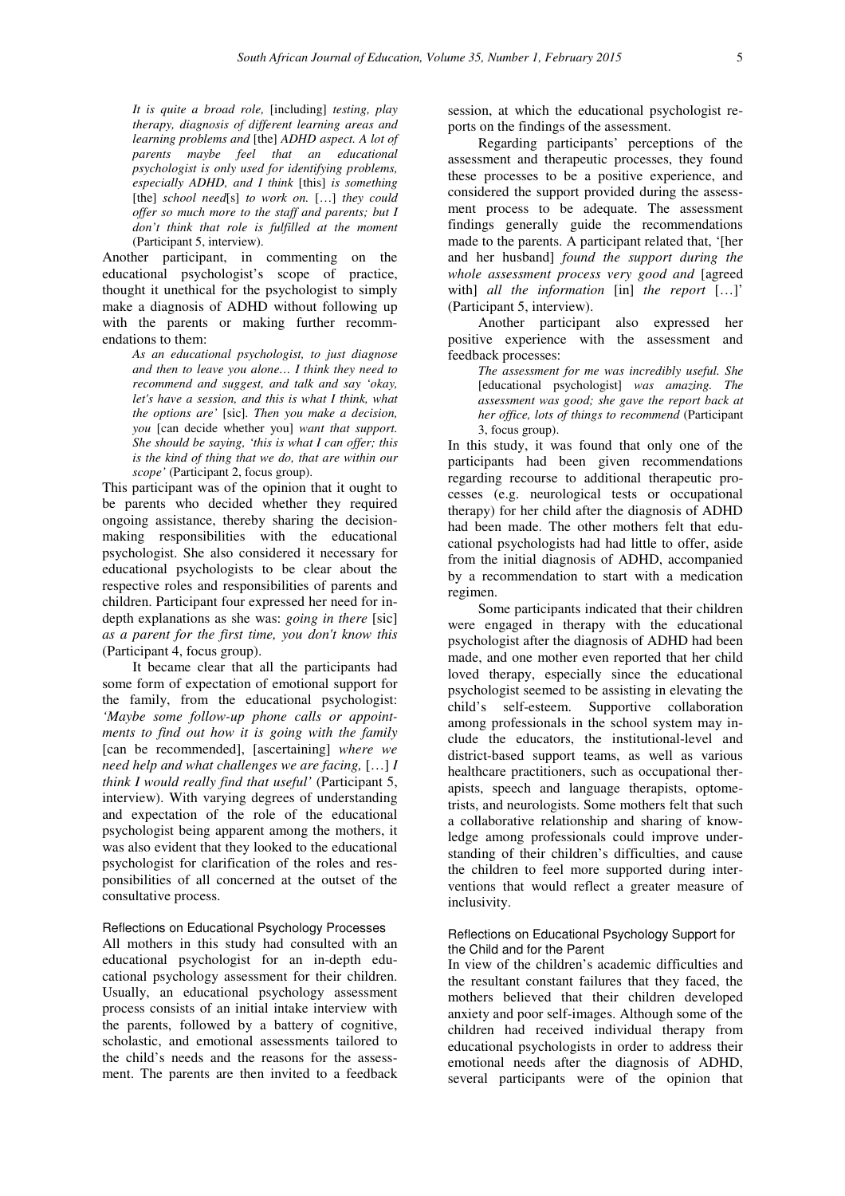> *It is quite a broad role,* [including] *testing, play therapy, diagnosis of different learning areas and learning problems and* [the] *ADHD aspect. A lot of parents maybe feel that an educational psychologist is only used for identifying problems, especially ADHD, and I think* [this] *is something* [the] *school need*[s] *to work on.* […] *they could offer so much more to the staff and parents; but I don't think that role is fulfilled at the moment* (Participant 5, interview).

Another participant, in commenting on the educational psychologist's scope of practice, thought it unethical for the psychologist to simply make a diagnosis of ADHD without following up with the parents or making further recommendations to them:

> *As an educational psychologist, to just diagnose and then to leave you alone… I think they need to recommend and suggest, and talk and say 'okay, let's have a session, and this is what I think, what the options are'* [sic]. *Then you make a decision, you* [can decide whether you] *want that support. She should be saying, 'this is what I can offer; this is the kind of thing that we do, that are within our scope'* (Participant 2, focus group).

This participant was of the opinion that it ought to be parents who decided whether they required ongoing assistance, thereby sharing the decision-making responsibilities with the educational psychologist. She also considered it necessary for educational psychologists to be clear about the respective roles and responsibilities of parents and children. Participant four expressed her need for in-depth explanations as she was: *going in there* [sic] *as a parent for the first time, you don't know this* (Participant 4, focus group).

It became clear that all the participants had some form of expectation of emotional support for the family, from the educational psychologist: *'Maybe some follow-up phone calls or appointments to find out how it is going with the family* [can be recommended], [ascertaining] *where we need help and what challenges we are facing,* […] *I think I would really find that useful'* (Participant 5, interview). With varying degrees of understanding and expectation of the role of the educational psychologist being apparent among the mothers, it was also evident that they looked to the educational psychologist for clarification of the roles and responsibilities of all concerned at the outset of the consultative process.

### Reflections on Educational Psychology Processes

All mothers in this study had consulted with an educational psychologist for an in-depth educational psychology assessment for their children. Usually, an educational psychology assessment process consists of an initial intake interview with the parents, followed by a battery of cognitive, scholastic, and emotional assessments tailored to the child's needs and the reasons for the assessment. The parents are then invited to a feedback session, at which the educational psychologist reports on the findings of the assessment.

Regarding participants' perceptions of the assessment and therapeutic processes, they found these processes to be a positive experience, and considered the support provided during the assessment process to be adequate. The assessment findings generally guide the recommendations made to the parents. A participant related that, '[her and her husband] *found the support during the whole assessment process very good and* [agreed with] *all the information* [in] *the report* […]' (Participant 5, interview).

Another participant also expressed her positive experience with the assessment and feedback processes:

> *The assessment for me was incredibly useful. She* [educational psychologist] *was amazing. The assessment was good; she gave the report back at her office, lots of things to recommend* (Participant 3, focus group).

In this study, it was found that only one of the participants had been given recommendations regarding recourse to additional therapeutic processes (e.g. neurological tests or occupational therapy) for her child after the diagnosis of ADHD had been made. The other mothers felt that educational psychologists had had little to offer, aside from the initial diagnosis of ADHD, accompanied by a recommendation to start with a medication regimen.

Some participants indicated that their children were engaged in therapy with the educational psychologist after the diagnosis of ADHD had been made, and one mother even reported that her child loved therapy, especially since the educational psychologist seemed to be assisting in elevating the child's self-esteem. Supportive collaboration among professionals in the school system may include the educators, the institutional-level and district-based support teams, as well as various healthcare practitioners, such as occupational therapists, speech and language therapists, optometrists, and neurologists. Some mothers felt that such a collaborative relationship and sharing of knowledge among professionals could improve understanding of their children's difficulties, and cause the children to feel more supported during interventions that would reflect a greater measure of inclusivity.

### Reflections on Educational Psychology Support for the Child and for the Parent

In view of the children's academic difficulties and the resultant constant failures that they faced, the mothers believed that their children developed anxiety and poor self-images. Although some of the children had received individual therapy from educational psychologists in order to address their emotional needs after the diagnosis of ADHD, several participants were of the opinion that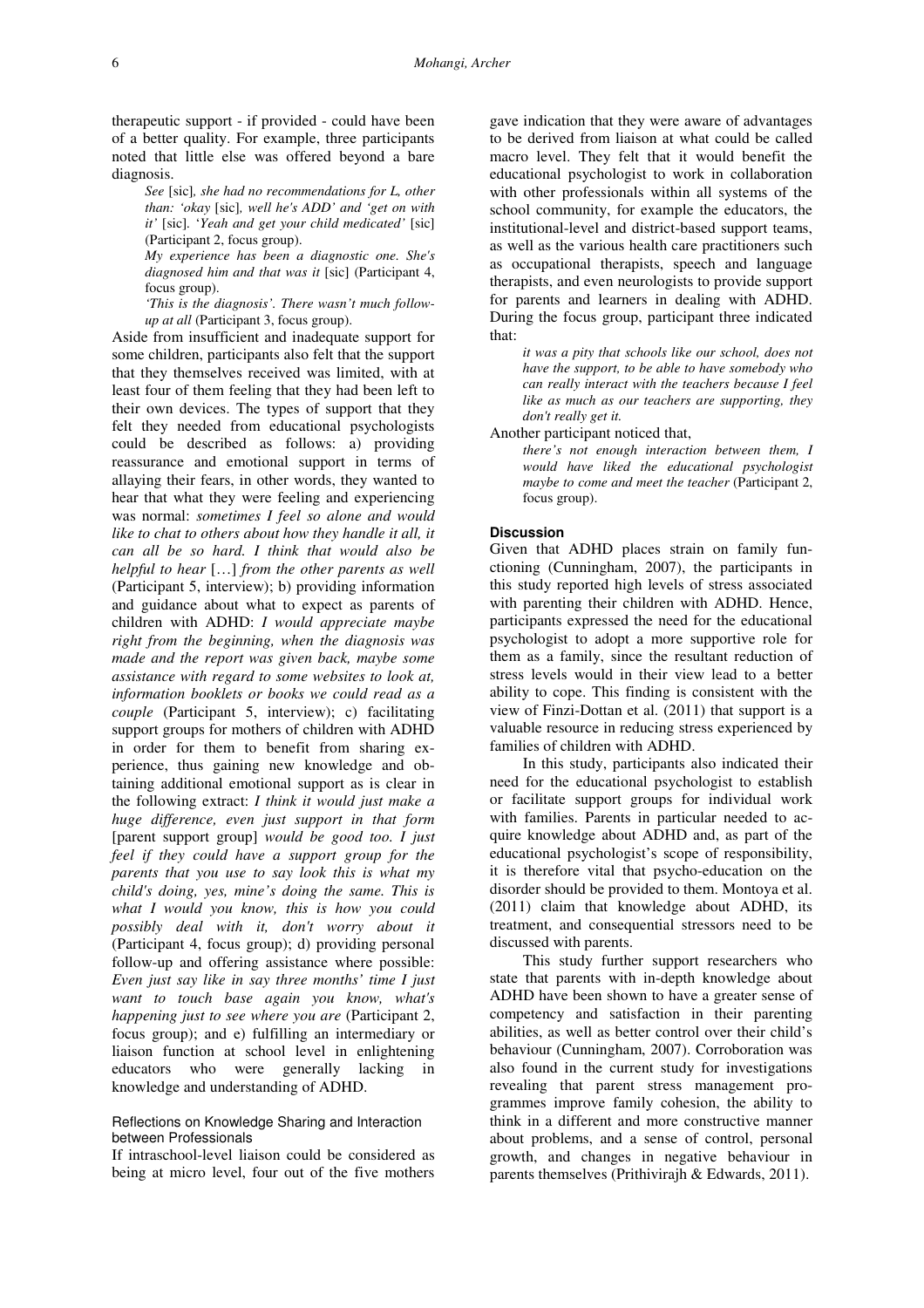therapeutic support - if provided - could have been of a better quality. For example, three participants noted that little else was offered beyond a bare diagnosis.

> *See* [sic]*, she had no recommendations for L, other than: 'okay* [sic]*, well he's ADD' and 'get on with it'* [sic]. *'Yeah and get your child medicated'* [sic] (Participant 2, focus group).
>
> *My experience has been a diagnostic one. She's diagnosed him and that was it* [sic] (Participant 4, focus group).
>
> *'This is the diagnosis'. There wasn't much follow-up at all* (Participant 3, focus group).

Aside from insufficient and inadequate support for some children, participants also felt that the support that they themselves received was limited, with at least four of them feeling that they had been left to their own devices. The types of support that they felt they needed from educational psychologists could be described as follows: a) providing reassurance and emotional support in terms of allaying their fears, in other words, they wanted to hear that what they were feeling and experiencing was normal: *sometimes I feel so alone and would like to chat to others about how they handle it all, it can all be so hard. I think that would also be helpful to hear* […] *from the other parents as well* (Participant 5, interview); b) providing information and guidance about what to expect as parents of children with ADHD: *I would appreciate maybe right from the beginning, when the diagnosis was made and the report was given back, maybe some assistance with regard to some websites to look at, information booklets or books we could read as a couple* (Participant 5, interview); c) facilitating support groups for mothers of children with ADHD in order for them to benefit from sharing experience, thus gaining new knowledge and obtaining additional emotional support as is clear in the following extract: *I think it would just make a huge difference, even just support in that form* [parent support group] *would be good too. I just feel if they could have a support group for the parents that you use to say look this is what my child's doing, yes, mine's doing the same. This is what I would you know, this is how you could possibly deal with it, don't worry about it* (Participant 4, focus group); d) providing personal follow-up and offering assistance where possible: *Even just say like in say three months' time I just want to touch base again you know, what's happening just to see where you are* (Participant 2, focus group); and e) fulfilling an intermediary or liaison function at school level in enlightening educators who were generally lacking in knowledge and understanding of ADHD.

### Reflections on Knowledge Sharing and Interaction between Professionals

If intraschool-level liaison could be considered as being at micro level, four out of the five mothers gave indication that they were aware of advantages to be derived from liaison at what could be called macro level. They felt that it would benefit the educational psychologist to work in collaboration with other professionals within all systems of the school community, for example the educators, the institutional-level and district-based support teams, as well as the various health care practitioners such as occupational therapists, speech and language therapists, and even neurologists to provide support for parents and learners in dealing with ADHD. During the focus group, participant three indicated that:

> *it was a pity that schools like our school, does not have the support, to be able to have somebody who can really interact with the teachers because I feel like as much as our teachers are supporting, they don't really get it.*

Another participant noticed that,

> *there's not enough interaction between them, I would have liked the educational psychologist maybe to come and meet the teacher* (Participant 2, focus group).

## Discussion

Given that ADHD places strain on family functioning (Cunningham, 2007), the participants in this study reported high levels of stress associated with parenting their children with ADHD. Hence, participants expressed the need for the educational psychologist to adopt a more supportive role for them as a family, since the resultant reduction of stress levels would in their view lead to a better ability to cope. This finding is consistent with the view of Finzi-Dottan et al. (2011) that support is a valuable resource in reducing stress experienced by families of children with ADHD.

In this study, participants also indicated their need for the educational psychologist to establish or facilitate support groups for individual work with families. Parents in particular needed to acquire knowledge about ADHD and, as part of the educational psychologist's scope of responsibility, it is therefore vital that psycho-education on the disorder should be provided to them. Montoya et al. (2011) claim that knowledge about ADHD, its treatment, and consequential stressors need to be discussed with parents.

This study further support researchers who state that parents with in-depth knowledge about ADHD have been shown to have a greater sense of competency and satisfaction in their parenting abilities, as well as better control over their child's behaviour (Cunningham, 2007). Corroboration was also found in the current study for investigations revealing that parent stress management programmes improve family cohesion, the ability to think in a different and more constructive manner about problems, and a sense of control, personal growth, and changes in negative behaviour in parents themselves (Prithivirajh & Edwards, 2011).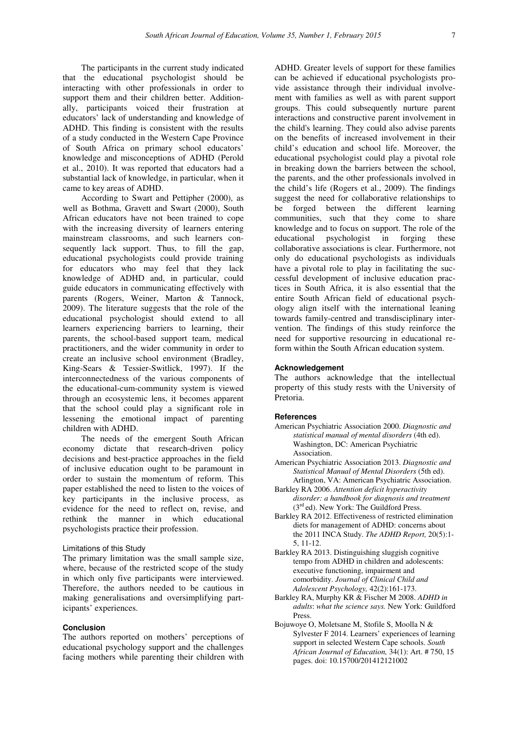The participants in the current study indicated that the educational psychologist should be interacting with other professionals in order to support them and their children better. Additionally, participants voiced their frustration at educators' lack of understanding and knowledge of ADHD. This finding is consistent with the results of a study conducted in the Western Cape Province of South Africa on primary school educators' knowledge and misconceptions of ADHD (Perold et al., 2010). It was reported that educators had a substantial lack of knowledge, in particular, when it came to key areas of ADHD.

According to Swart and Pettipher (2000), as well as Bothma, Gravett and Swart (2000), South African educators have not been trained to cope with the increasing diversity of learners entering mainstream classrooms, and such learners consequently lack support. Thus, to fill the gap, educational psychologists could provide training for educators who may feel that they lack knowledge of ADHD and, in particular, could guide educators in communicating effectively with parents (Rogers, Weiner, Marton & Tannock, 2009). The literature suggests that the role of the educational psychologist should extend to all learners experiencing barriers to learning, their parents, the school-based support team, medical practitioners, and the wider community in order to create an inclusive school environment (Bradley, King-Sears & Tessier-Switlick, 1997). If the interconnectedness of the various components of the educational-cum-community system is viewed through an ecosystemic lens, it becomes apparent that the school could play a significant role in lessening the emotional impact of parenting children with ADHD.

The needs of the emergent South African economy dictate that research-driven policy decisions and best-practice approaches in the field of inclusive education ought to be paramount in order to sustain the momentum of reform. This paper established the need to listen to the voices of key participants in the inclusive process, as evidence for the need to reflect on, revise, and rethink the manner in which educational psychologists practice their profession.

### Limitations of this Study

The primary limitation was the small sample size, where, because of the restricted scope of the study in which only five participants were interviewed. Therefore, the authors needed to be cautious in making generalisations and oversimplifying participants' experiences.

## Conclusion

The authors reported on mothers' perceptions of educational psychology support and the challenges facing mothers while parenting their children with ADHD. Greater levels of support for these families can be achieved if educational psychologists provide assistance through their individual involvement with families as well as with parent support groups. This could subsequently nurture parent interactions and constructive parent involvement in the child's learning. They could also advise parents on the benefits of increased involvement in their child's education and school life. Moreover, the educational psychologist could play a pivotal role in breaking down the barriers between the school, the parents, and the other professionals involved in the child's life (Rogers et al., 2009). The findings suggest the need for collaborative relationships to be forged between the different learning communities, such that they come to share knowledge and to focus on support. The role of the educational psychologist in forging these collaborative associations is clear. Furthermore, not only do educational psychologists as individuals have a pivotal role to play in facilitating the successful development of inclusive education practices in South Africa, it is also essential that the entire South African field of educational psychology align itself with the international leaning towards family-centred and transdisciplinary intervention. The findings of this study reinforce the need for supportive resourcing in educational reform within the South African education system.

## Acknowledgement

The authors acknowledge that the intellectual property of this study rests with the University of Pretoria.

## References

American Psychiatric Association 2000. *Diagnostic and statistical manual of mental disorders* (4th ed). Washington, DC: American Psychiatric Association.

American Psychiatric Association 2013. *Diagnostic and Statistical Manual of Mental Disorders* (5th ed). Arlington, VA: American Psychiatric Association.

Barkley RA 2006. *Attention deficit hyperactivity disorder: a handbook for diagnosis and treatment* (3rd ed). New York: The Guildford Press.

Barkley RA 2012. Effectiveness of restricted elimination diets for management of ADHD: concerns about the 2011 INCA Study. *The ADHD Report,* 20(5):1-5, 11-12.

Barkley RA 2013. Distinguishing sluggish cognitive tempo from ADHD in children and adolescents: executive functioning, impairment and comorbidity. *Journal of Clinical Child and Adolescent Psychology,* 42(2):161-173.

Barkley RA, Murphy KR & Fischer M 2008. *ADHD in adults*: *what the science says.* New York: Guildford Press.

Bojuwoye O, Moletsane M, Stofile S, Moolla N & Sylvester F 2014. Learners' experiences of learning support in selected Western Cape schools. *South African Journal of Education,* 34(1): Art. # 750, 15 pages. doi: 10.15700/201412121002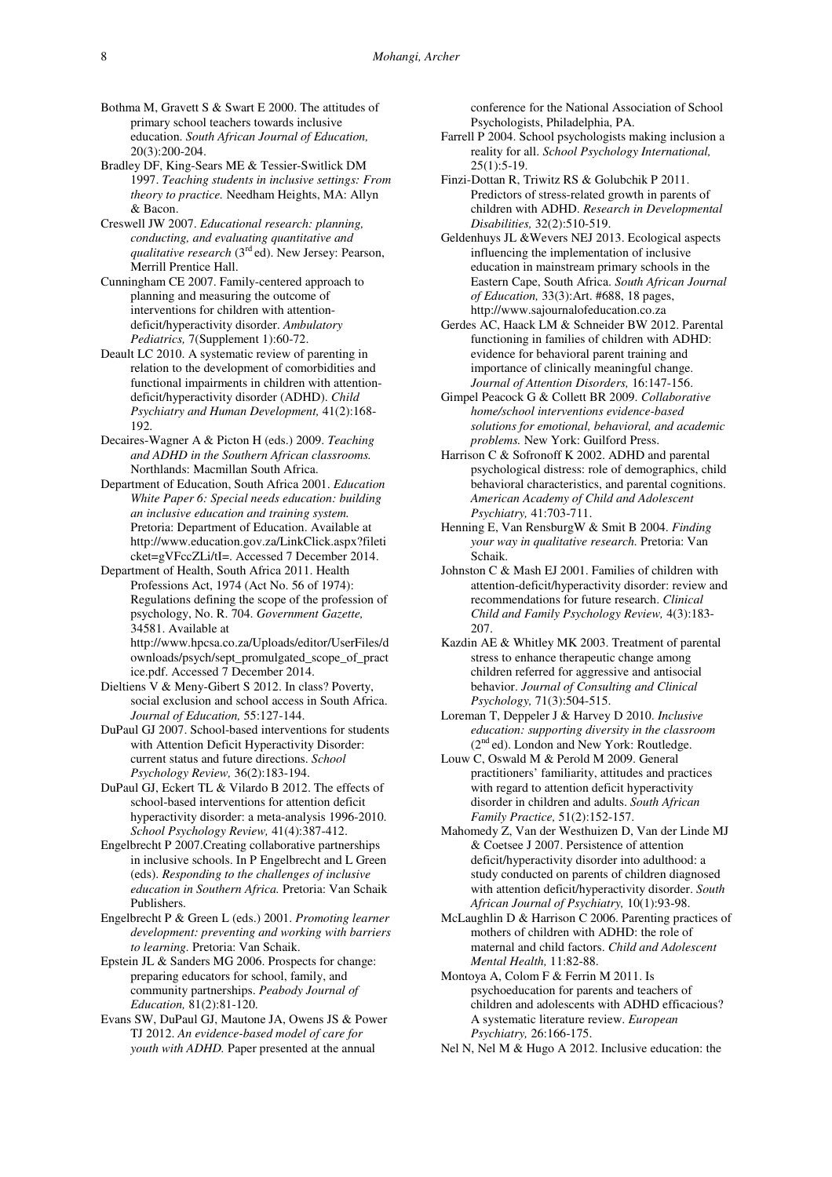Bothma M, Gravett S & Swart E 2000. The attitudes of primary school teachers towards inclusive education. *South African Journal of Education,* 20(3):200-204.

Bradley DF, King-Sears ME & Tessier-Switlick DM 1997. *Teaching students in inclusive settings: From theory to practice.* Needham Heights, MA: Allyn & Bacon.

Creswell JW 2007. *Educational research: planning, conducting, and evaluating quantitative and qualitative research* (3rd ed). New Jersey: Pearson, Merrill Prentice Hall.

Cunningham CE 2007. Family-centered approach to planning and measuring the outcome of interventions for children with attention-deficit/hyperactivity disorder. *Ambulatory Pediatrics,* 7(Supplement 1):60-72.

Deault LC 2010. A systematic review of parenting in relation to the development of comorbidities and functional impairments in children with attention-deficit/hyperactivity disorder (ADHD). *Child Psychiatry and Human Development,* 41(2):168-192.

Decaires-Wagner A & Picton H (eds.) 2009. *Teaching and ADHD in the Southern African classrooms.* Northlands: Macmillan South Africa.

Department of Education, South Africa 2001. *Education White Paper 6: Special needs education: building an inclusive education and training system.* Pretoria: Department of Education. Available at http://www.education.gov.za/LinkClick.aspx?fileticket=gVFccZLi/tI=. Accessed 7 December 2014.

Department of Health, South Africa 2011. Health Professions Act, 1974 (Act No. 56 of 1974): Regulations defining the scope of the profession of psychology, No. R. 704. *Government Gazette,* 34581. Available at http://www.hpcsa.co.za/Uploads/editor/UserFiles/downloads/psych/sept_promulgated_scope_of_practice.pdf. Accessed 7 December 2014.

Dieltiens V & Meny-Gibert S 2012. In class? Poverty, social exclusion and school access in South Africa. *Journal of Education,* 55:127-144.

DuPaul GJ 2007. School-based interventions for students with Attention Deficit Hyperactivity Disorder: current status and future directions. *School Psychology Review,* 36(2):183-194.

DuPaul GJ, Eckert TL & Vilardo B 2012. The effects of school-based interventions for attention deficit hyperactivity disorder: a meta-analysis 1996-2010. *School Psychology Review,* 41(4):387-412.

Engelbrecht P 2007.Creating collaborative partnerships in inclusive schools. In P Engelbrecht and L Green (eds). *Responding to the challenges of inclusive education in Southern Africa.* Pretoria: Van Schaik Publishers.

Engelbrecht P & Green L (eds.) 2001. *Promoting learner development: preventing and working with barriers to learning.* Pretoria: Van Schaik.

Epstein JL & Sanders MG 2006. Prospects for change: preparing educators for school, family, and community partnerships. *Peabody Journal of Education,* 81(2):81-120.

Evans SW, DuPaul GJ, Mautone JA, Owens JS & Power TJ 2012. *An evidence-based model of care for youth with ADHD.* Paper presented at the annual conference for the National Association of School Psychologists, Philadelphia, PA.

Farrell P 2004. School psychologists making inclusion a reality for all. *School Psychology International,* 25(1):5-19.

Finzi-Dottan R, Triwitz RS & Golubchik P 2011. Predictors of stress-related growth in parents of children with ADHD. *Research in Developmental Disabilities,* 32(2):510-519.

Geldenhuys JL &Wevers NEJ 2013. Ecological aspects influencing the implementation of inclusive education in mainstream primary schools in the Eastern Cape, South Africa. *South African Journal of Education,* 33(3):Art. #688, 18 pages, http://www.sajournalofeducation.co.za

Gerdes AC, Haack LM & Schneider BW 2012. Parental functioning in families of children with ADHD: evidence for behavioral parent training and importance of clinically meaningful change. *Journal of Attention Disorders,* 16:147-156.

Gimpel Peacock G & Collett BR 2009. *Collaborative home/school interventions evidence-based solutions for emotional, behavioral, and academic problems.* New York: Guilford Press.

Harrison C & Sofronoff K 2002. ADHD and parental psychological distress: role of demographics, child behavioral characteristics, and parental cognitions. *American Academy of Child and Adolescent Psychiatry,* 41:703-711.

Henning E, Van RensburgW & Smit B 2004. *Finding your way in qualitative research.* Pretoria: Van Schaik.

Johnston C & Mash EJ 2001. Families of children with attention-deficit/hyperactivity disorder: review and recommendations for future research. *Clinical Child and Family Psychology Review,* 4(3):183-207.

Kazdin AE & Whitley MK 2003. Treatment of parental stress to enhance therapeutic change among children referred for aggressive and antisocial behavior. *Journal of Consulting and Clinical Psychology,* 71(3):504-515.

Loreman T, Deppeler J & Harvey D 2010. *Inclusive education: supporting diversity in the classroom* (2nd ed). London and New York: Routledge.

Louw C, Oswald M & Perold M 2009. General practitioners' familiarity, attitudes and practices with regard to attention deficit hyperactivity disorder in children and adults. *South African Family Practice,* 51(2):152-157.

Mahomedy Z, Van der Westhuizen D, Van der Linde MJ & Coetsee J 2007. Persistence of attention deficit/hyperactivity disorder into adulthood: a study conducted on parents of children diagnosed with attention deficit/hyperactivity disorder. *South African Journal of Psychiatry,* 10(1):93-98.

McLaughlin D & Harrison C 2006. Parenting practices of mothers of children with ADHD: the role of maternal and child factors. *Child and Adolescent Mental Health,* 11:82-88.

Montoya A, Colom F & Ferrin M 2011. Is psychoeducation for parents and teachers of children and adolescents with ADHD efficacious? A systematic literature review. *European Psychiatry,* 26:166-175.

Nel N, Nel M & Hugo A 2012. Inclusive education: the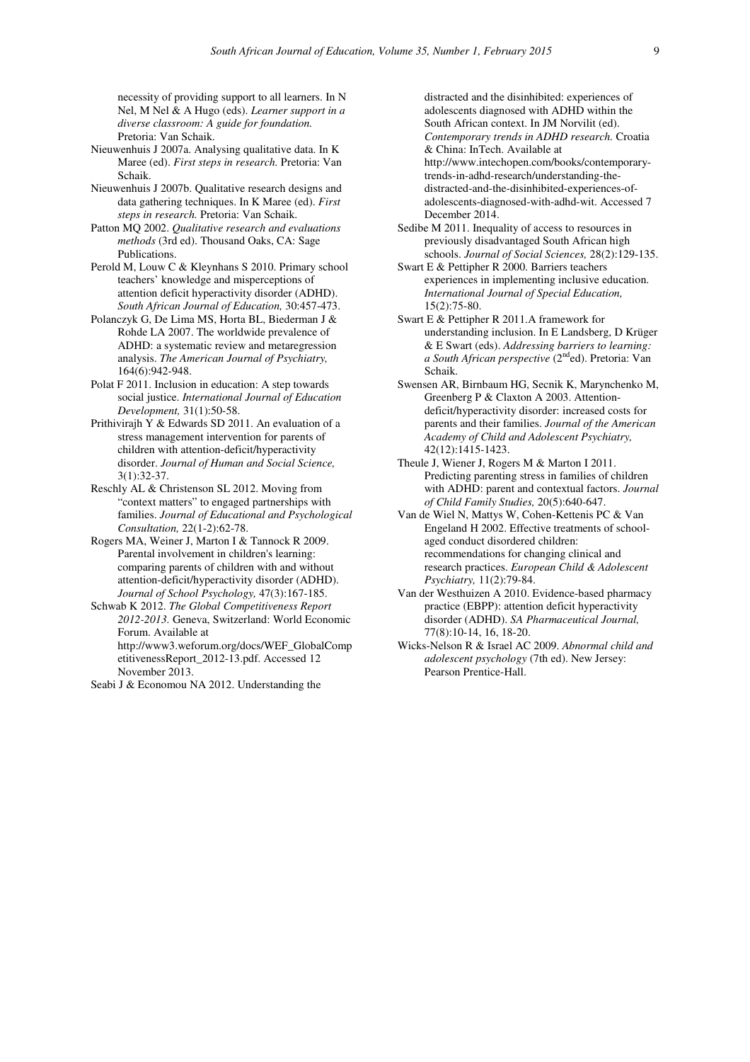necessity of providing support to all learners. In N Nel, M Nel & A Hugo (eds). *Learner support in a diverse classroom: A guide for foundation.* Pretoria: Van Schaik.

Nieuwenhuis J 2007a. Analysing qualitative data. In K Maree (ed). *First steps in research.* Pretoria: Van Schaik.

Nieuwenhuis J 2007b. Qualitative research designs and data gathering techniques. In K Maree (ed). *First steps in research.* Pretoria: Van Schaik.

Patton MQ 2002. *Qualitative research and evaluations methods* (3rd ed). Thousand Oaks, CA: Sage Publications.

Perold M, Louw C & Kleynhans S 2010. Primary school teachers' knowledge and misperceptions of attention deficit hyperactivity disorder (ADHD). *South African Journal of Education,* 30:457-473.

Polanczyk G, De Lima MS, Horta BL, Biederman J & Rohde LA 2007. The worldwide prevalence of ADHD: a systematic review and metaregression analysis. *The American Journal of Psychiatry,* 164(6):942-948.

Polat F 2011. Inclusion in education: A step towards social justice. *International Journal of Education Development,* 31(1):50-58.

Prithivirajh Y & Edwards SD 2011. An evaluation of a stress management intervention for parents of children with attention-deficit/hyperactivity disorder. *Journal of Human and Social Science,* 3(1):32-37.

Reschly AL & Christenson SL 2012. Moving from "context matters" to engaged partnerships with families. *Journal of Educational and Psychological Consultation,* 22(1-2):62-78.

Rogers MA, Weiner J, Marton I & Tannock R 2009. Parental involvement in children's learning: comparing parents of children with and without attention-deficit/hyperactivity disorder (ADHD). *Journal of School Psychology,* 47(3):167-185.

Schwab K 2012. *The Global Competitiveness Report 2012-2013.* Geneva, Switzerland: World Economic Forum. Available at http://www3.weforum.org/docs/WEF_GlobalCompetitivenessReport_2012-13.pdf. Accessed 12 November 2013.

Seabi J & Economou NA 2012. Understanding the distracted and the disinhibited: experiences of adolescents diagnosed with ADHD within the South African context. In JM Norvilit (ed). *Contemporary trends in ADHD research.* Croatia & China: InTech. Available at http://www.intechopen.com/books/contemporary-trends-in-adhd-research/understanding-the-distracted-and-the-disinhibited-experiences-of-adolescents-diagnosed-with-adhd-wit. Accessed 7 December 2014.

Sedibe M 2011. Inequality of access to resources in previously disadvantaged South African high schools. *Journal of Social Sciences,* 28(2):129-135.

Swart E & Pettipher R 2000. Barriers teachers experiences in implementing inclusive education. *International Journal of Special Education,* 15(2):75-80.

Swart E & Pettipher R 2011.A framework for understanding inclusion. In E Landsberg, D Krüger & E Swart (eds). *Addressing barriers to learning: a South African perspective* (2nd ed). Pretoria: Van Schaik.

Swensen AR, Birnbaum HG, Secnik K, Marynchenko M, Greenberg P & Claxton A 2003. Attention-deficit/hyperactivity disorder: increased costs for parents and their families. *Journal of the American Academy of Child and Adolescent Psychiatry,* 42(12):1415-1423.

Theule J, Wiener J, Rogers M & Marton I 2011. Predicting parenting stress in families of children with ADHD: parent and contextual factors. *Journal of Child Family Studies,* 20(5):640-647.

Van de Wiel N, Mattys W, Cohen-Kettenis PC & Van Engeland H 2002. Effective treatments of school-aged conduct disordered children: recommendations for changing clinical and research practices. *European Child & Adolescent Psychiatry,* 11(2):79-84.

Van der Westhuizen A 2010. Evidence-based pharmacy practice (EBPP): attention deficit hyperactivity disorder (ADHD). *SA Pharmaceutical Journal,* 77(8):10-14, 16, 18-20.

Wicks-Nelson R & Israel AC 2009. *Abnormal child and adolescent psychology* (7th ed). New Jersey: Pearson Prentice-Hall.